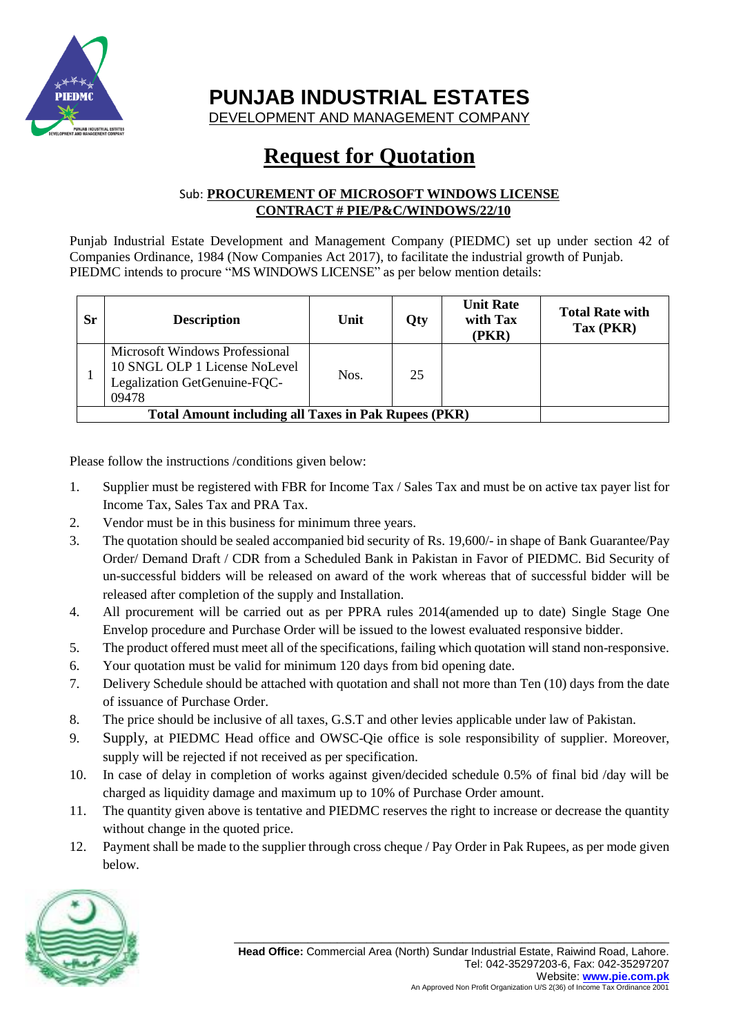# PUNJAB INDUSTRIAL ESTATES

DEVELOPMENT AND MANAGEMENT COMPANY

# Request for Quotation

Sub: **PROCUREMENT OF MICROSOFT WINDOWS LICENSE**
**CONTRACT # PIE/P&C/WINDOWS/22/10**

Punjab Industrial Estate Development and Management Company (PIEDMC) set up under section 42 of Companies Ordinance, 1984 (Now Companies Act 2017), to facilitate the industrial growth of Punjab. PIEDMC intends to procure "MS WINDOWS LICENSE" as per below mention details:

| Sr | Description | Unit | Qty | Unit Rate with Tax (PKR) | Total Rate with Tax (PKR) |
|---|---|---|---|---|---|
| 1 | Microsoft Windows Professional 10 SNGL OLP 1 License NoLevel Legalization GetGenuine-FQC-09478 | Nos. | 25 | | |
| **Total Amount including all Taxes in Pak Rupees (PKR)** | | | | | |

Please follow the instructions /conditions given below:

1. Supplier must be registered with FBR for Income Tax / Sales Tax and must be on active tax payer list for Income Tax, Sales Tax and PRA Tax.
2. Vendor must be in this business for minimum three years.
3. The quotation should be sealed accompanied bid security of Rs. 19,600/- in shape of Bank Guarantee/Pay Order/ Demand Draft / CDR from a Scheduled Bank in Pakistan in Favor of PIEDMC. Bid Security of un-successful bidders will be released on award of the work whereas that of successful bidder will be released after completion of the supply and Installation.
4. All procurement will be carried out as per PPRA rules 2014(amended up to date) Single Stage One Envelop procedure and Purchase Order will be issued to the lowest evaluated responsive bidder.
5. The product offered must meet all of the specifications, failing which quotation will stand non-responsive.
6. Your quotation must be valid for minimum 120 days from bid opening date.
7. Delivery Schedule should be attached with quotation and shall not more than Ten (10) days from the date of issuance of Purchase Order.
8. The price should be inclusive of all taxes, G.S.T and other levies applicable under law of Pakistan.
9. Supply, at PIEDMC Head office and OWSC-Qie office is sole responsibility of supplier. Moreover, supply will be rejected if not received as per specification.
10. In case of delay in completion of works against given/decided schedule 0.5% of final bid /day will be charged as liquidity damage and maximum up to 10% of Purchase Order amount.
11. The quantity given above is tentative and PIEDMC reserves the right to increase or decrease the quantity without change in the quoted price.
12. Payment shall be made to the supplier through cross cheque / Pay Order in Pak Rupees, as per mode given below.

**Head Office:** Commercial Area (North) Sundar Industrial Estate, Raiwind Road, Lahore.
Tel: 042-35297203-6, Fax: 042-35297207
Website: **www.pie.com.pk**
An Approved Non Profit Organization U/S 2(36) of Income Tax Ordinance 2001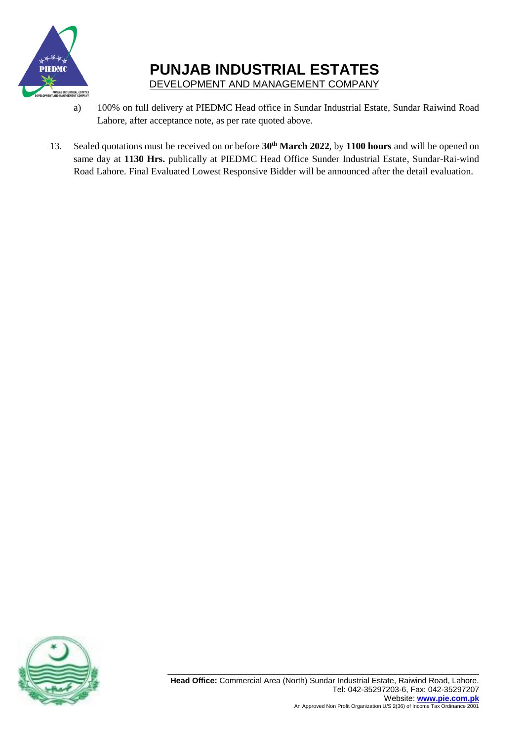a) 100% on full delivery at PIEDMC Head office in Sundar Industrial Estate, Sundar Raiwind Road Lahore, after acceptance note, as per rate quoted above.

13. Sealed quotations must be received on or before **30th March 2022**, by **1100 hours** and will be opened on same day at **1130 Hrs.** publically at PIEDMC Head Office Sunder Industrial Estate, Sundar-Rai-wind Road Lahore. Final Evaluated Lowest Responsive Bidder will be announced after the detail evaluation.